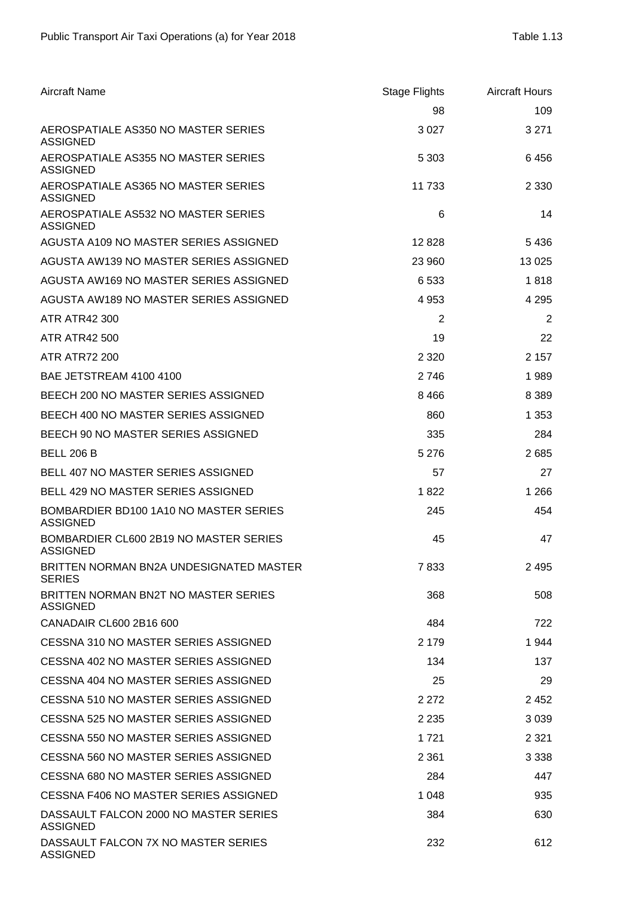Public Transport Air Taxi Operations (a) for Year 2018

Table 1.13

| Aircraft Name | Stage Flights | Aircraft Hours |
| --- | --- | --- |
| | 98 | 109 |
| AEROSPATIALE AS350 NO MASTER SERIES ASSIGNED | 3 027 | 3 271 |
| AEROSPATIALE AS355 NO MASTER SERIES ASSIGNED | 5 303 | 6 456 |
| AEROSPATIALE AS365 NO MASTER SERIES ASSIGNED | 11 733 | 2 330 |
| AEROSPATIALE AS532 NO MASTER SERIES ASSIGNED | 6 | 14 |
| AGUSTA A109 NO MASTER SERIES ASSIGNED | 12 828 | 5 436 |
| AGUSTA AW139 NO MASTER SERIES ASSIGNED | 23 960 | 13 025 |
| AGUSTA AW169 NO MASTER SERIES ASSIGNED | 6 533 | 1 818 |
| AGUSTA AW189 NO MASTER SERIES ASSIGNED | 4 953 | 4 295 |
| ATR ATR42 300 | 2 | 2 |
| ATR ATR42 500 | 19 | 22 |
| ATR ATR72 200 | 2 320 | 2 157 |
| BAE JETSTREAM 4100 4100 | 2 746 | 1 989 |
| BEECH 200 NO MASTER SERIES ASSIGNED | 8 466 | 8 389 |
| BEECH 400 NO MASTER SERIES ASSIGNED | 860 | 1 353 |
| BEECH 90 NO MASTER SERIES ASSIGNED | 335 | 284 |
| BELL 206 B | 5 276 | 2 685 |
| BELL 407 NO MASTER SERIES ASSIGNED | 57 | 27 |
| BELL 429 NO MASTER SERIES ASSIGNED | 1 822 | 1 266 |
| BOMBARDIER BD100 1A10 NO MASTER SERIES ASSIGNED | 245 | 454 |
| BOMBARDIER CL600 2B19 NO MASTER SERIES ASSIGNED | 45 | 47 |
| BRITTEN NORMAN BN2A UNDESIGNATED MASTER SERIES | 7 833 | 2 495 |
| BRITTEN NORMAN BN2T NO MASTER SERIES ASSIGNED | 368 | 508 |
| CANADAIR CL600 2B16 600 | 484 | 722 |
| CESSNA 310 NO MASTER SERIES ASSIGNED | 2 179 | 1 944 |
| CESSNA 402 NO MASTER SERIES ASSIGNED | 134 | 137 |
| CESSNA 404 NO MASTER SERIES ASSIGNED | 25 | 29 |
| CESSNA 510 NO MASTER SERIES ASSIGNED | 2 272 | 2 452 |
| CESSNA 525 NO MASTER SERIES ASSIGNED | 2 235 | 3 039 |
| CESSNA 550 NO MASTER SERIES ASSIGNED | 1 721 | 2 321 |
| CESSNA 560 NO MASTER SERIES ASSIGNED | 2 361 | 3 338 |
| CESSNA 680 NO MASTER SERIES ASSIGNED | 284 | 447 |
| CESSNA F406 NO MASTER SERIES ASSIGNED | 1 048 | 935 |
| DASSAULT FALCON 2000 NO MASTER SERIES ASSIGNED | 384 | 630 |
| DASSAULT FALCON 7X NO MASTER SERIES ASSIGNED | 232 | 612 |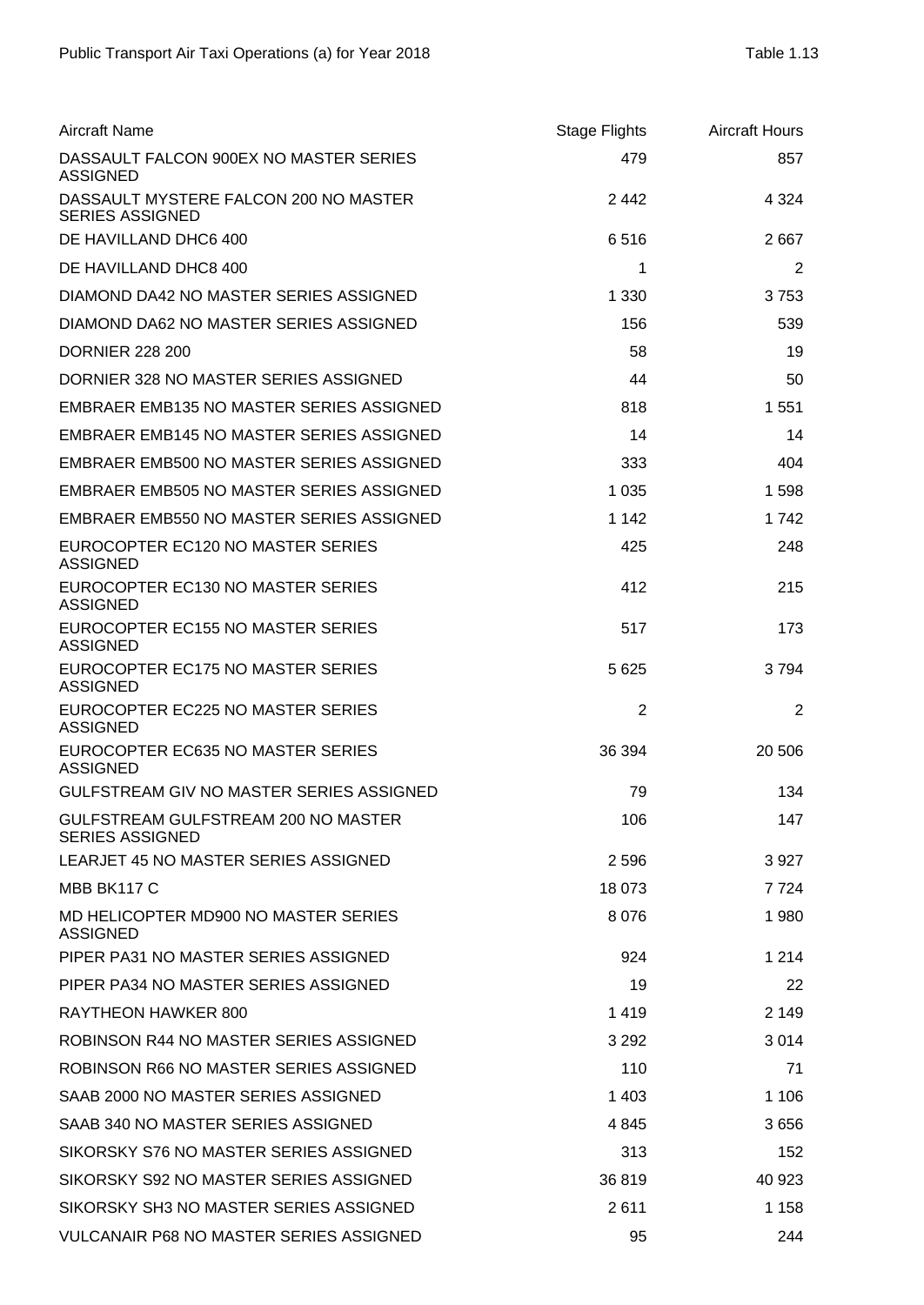| Aircraft Name | Stage Flights | Aircraft Hours |
|---|---|---|
| DASSAULT FALCON 900EX NO MASTER SERIES ASSIGNED | 479 | 857 |
| DASSAULT MYSTERE FALCON 200 NO MASTER SERIES ASSIGNED | 2 442 | 4 324 |
| DE HAVILLAND DHC6 400 | 6 516 | 2 667 |
| DE HAVILLAND DHC8 400 | 1 | 2 |
| DIAMOND DA42 NO MASTER SERIES ASSIGNED | 1 330 | 3 753 |
| DIAMOND DA62 NO MASTER SERIES ASSIGNED | 156 | 539 |
| DORNIER 228 200 | 58 | 19 |
| DORNIER 328 NO MASTER SERIES ASSIGNED | 44 | 50 |
| EMBRAER EMB135 NO MASTER SERIES ASSIGNED | 818 | 1 551 |
| EMBRAER EMB145 NO MASTER SERIES ASSIGNED | 14 | 14 |
| EMBRAER EMB500 NO MASTER SERIES ASSIGNED | 333 | 404 |
| EMBRAER EMB505 NO MASTER SERIES ASSIGNED | 1 035 | 1 598 |
| EMBRAER EMB550 NO MASTER SERIES ASSIGNED | 1 142 | 1 742 |
| EUROCOPTER EC120 NO MASTER SERIES ASSIGNED | 425 | 248 |
| EUROCOPTER EC130 NO MASTER SERIES ASSIGNED | 412 | 215 |
| EUROCOPTER EC155 NO MASTER SERIES ASSIGNED | 517 | 173 |
| EUROCOPTER EC175 NO MASTER SERIES ASSIGNED | 5 625 | 3 794 |
| EUROCOPTER EC225 NO MASTER SERIES ASSIGNED | 2 | 2 |
| EUROCOPTER EC635 NO MASTER SERIES ASSIGNED | 36 394 | 20 506 |
| GULFSTREAM GIV NO MASTER SERIES ASSIGNED | 79 | 134 |
| GULFSTREAM GULFSTREAM 200 NO MASTER SERIES ASSIGNED | 106 | 147 |
| LEARJET 45 NO MASTER SERIES ASSIGNED | 2 596 | 3 927 |
| MBB BK117 C | 18 073 | 7 724 |
| MD HELICOPTER MD900 NO MASTER SERIES ASSIGNED | 8 076 | 1 980 |
| PIPER PA31 NO MASTER SERIES ASSIGNED | 924 | 1 214 |
| PIPER PA34 NO MASTER SERIES ASSIGNED | 19 | 22 |
| RAYTHEON HAWKER 800 | 1 419 | 2 149 |
| ROBINSON R44 NO MASTER SERIES ASSIGNED | 3 292 | 3 014 |
| ROBINSON R66 NO MASTER SERIES ASSIGNED | 110 | 71 |
| SAAB 2000 NO MASTER SERIES ASSIGNED | 1 403 | 1 106 |
| SAAB 340 NO MASTER SERIES ASSIGNED | 4 845 | 3 656 |
| SIKORSKY S76 NO MASTER SERIES ASSIGNED | 313 | 152 |
| SIKORSKY S92 NO MASTER SERIES ASSIGNED | 36 819 | 40 923 |
| SIKORSKY SH3 NO MASTER SERIES ASSIGNED | 2 611 | 1 158 |
| VULCANAIR P68 NO MASTER SERIES ASSIGNED | 95 | 244 |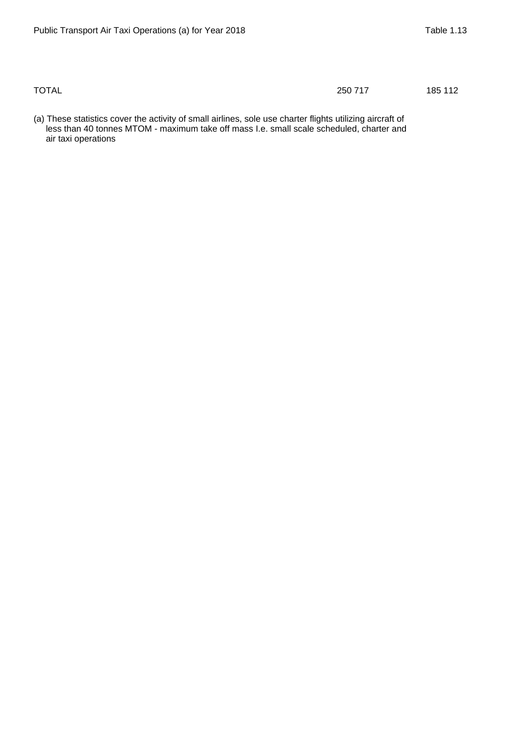| | | |
|---|---|---|
| TOTAL | 250 717 | 185 112 |

(a) These statistics cover the activity of small airlines, sole use charter flights utilizing aircraft of less than 40 tonnes MTOM - maximum take off mass I.e. small scale scheduled, charter and air taxi operations